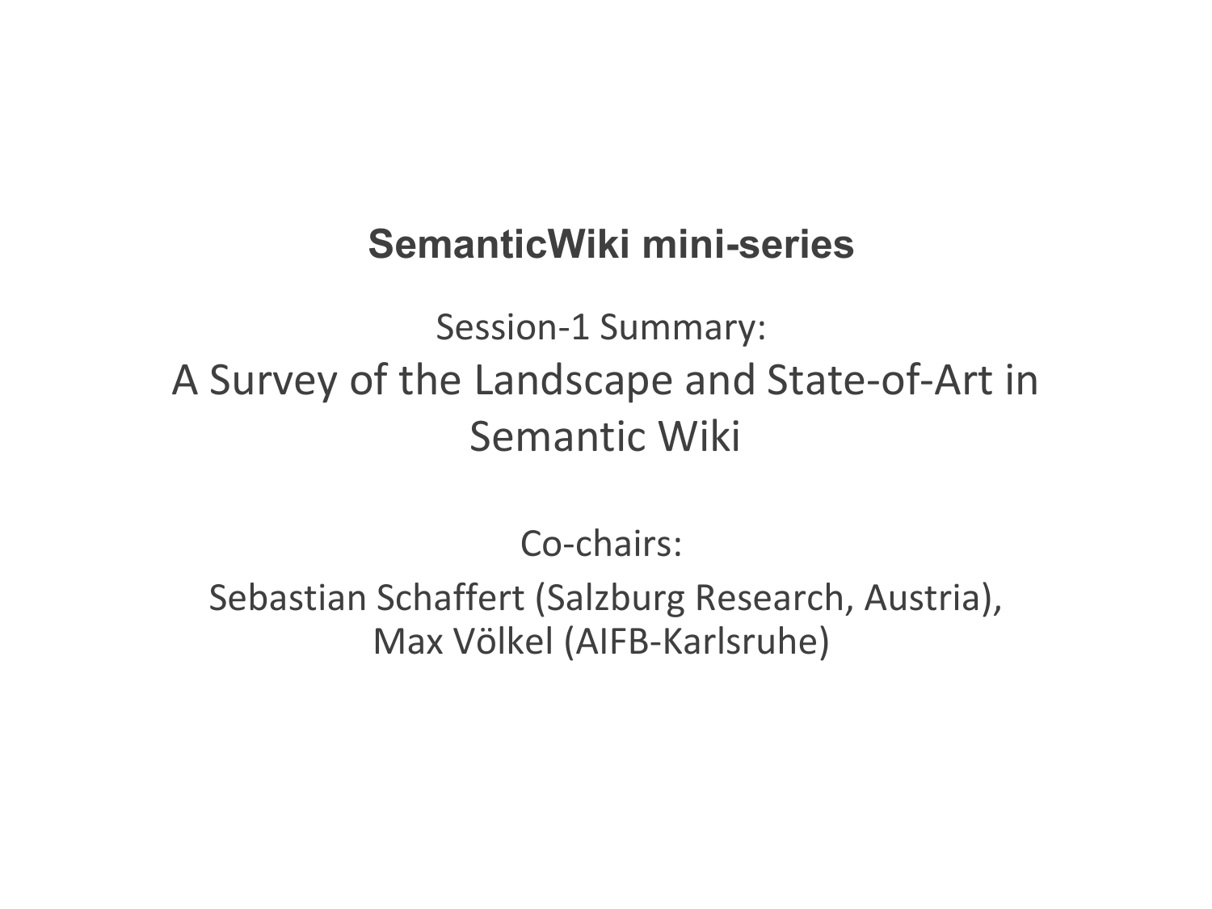# SemanticWiki mini-series

Session-1 Summary:

## A Survey of the Landscape and State-of-Art in Semantic Wiki

Co-chairs:

Sebastian Schaffert (Salzburg Research, Austria),
Max Völkel (AIFB-Karlsruhe)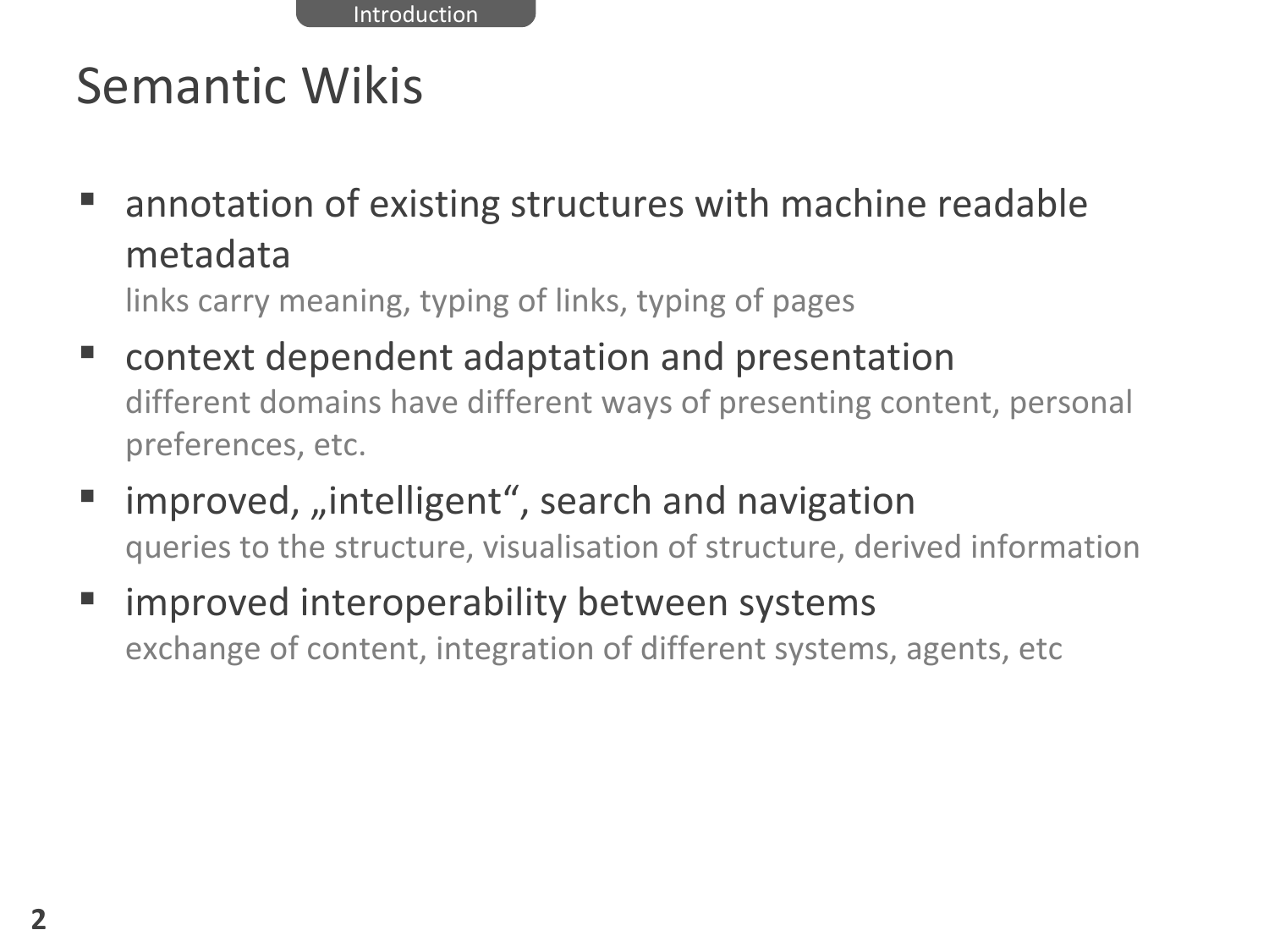# Semantic Wikis

- annotation of existing structures with machine readable metadata
  links carry meaning, typing of links, typing of pages
- context dependent adaptation and presentation
  different domains have different ways of presenting content, personal preferences, etc.
- improved, „intelligent“, search and navigation
  queries to the structure, visualisation of structure, derived information
- improved interoperability between systems
  exchange of content, integration of different systems, agents, etc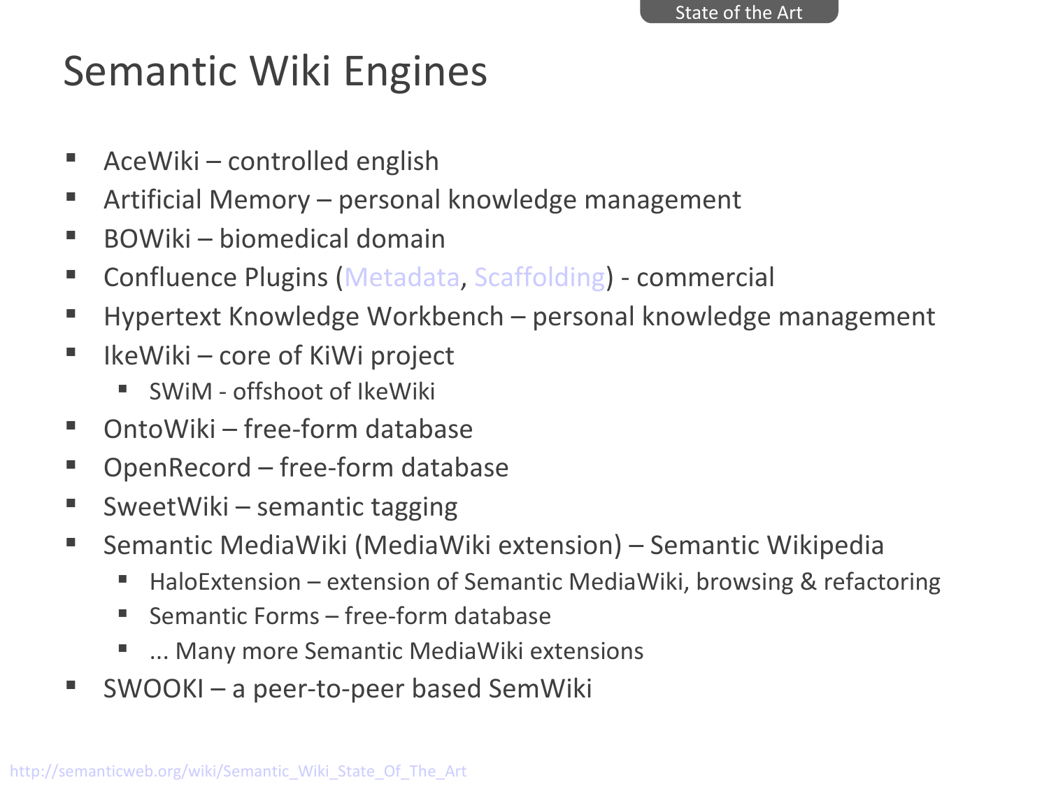# Semantic Wiki Engines

- AceWiki – controlled english
- Artificial Memory – personal knowledge management
- BOWiki – biomedical domain
- Confluence Plugins (Metadata, Scaffolding) - commercial
- Hypertext Knowledge Workbench – personal knowledge management
- IkeWiki – core of KiWi project
  - SWiM - offshoot of IkeWiki
- OntoWiki – free-form database
- OpenRecord – free-form database
- SweetWiki – semantic tagging
- Semantic MediaWiki (MediaWiki extension) – Semantic Wikipedia
  - HaloExtension – extension of Semantic MediaWiki, browsing & refactoring
  - Semantic Forms – free-form database
  - ... Many more Semantic MediaWiki extensions
- SWOOKI – a peer-to-peer based SemWiki

http://semanticweb.org/wiki/Semantic_Wiki_State_Of_The_Art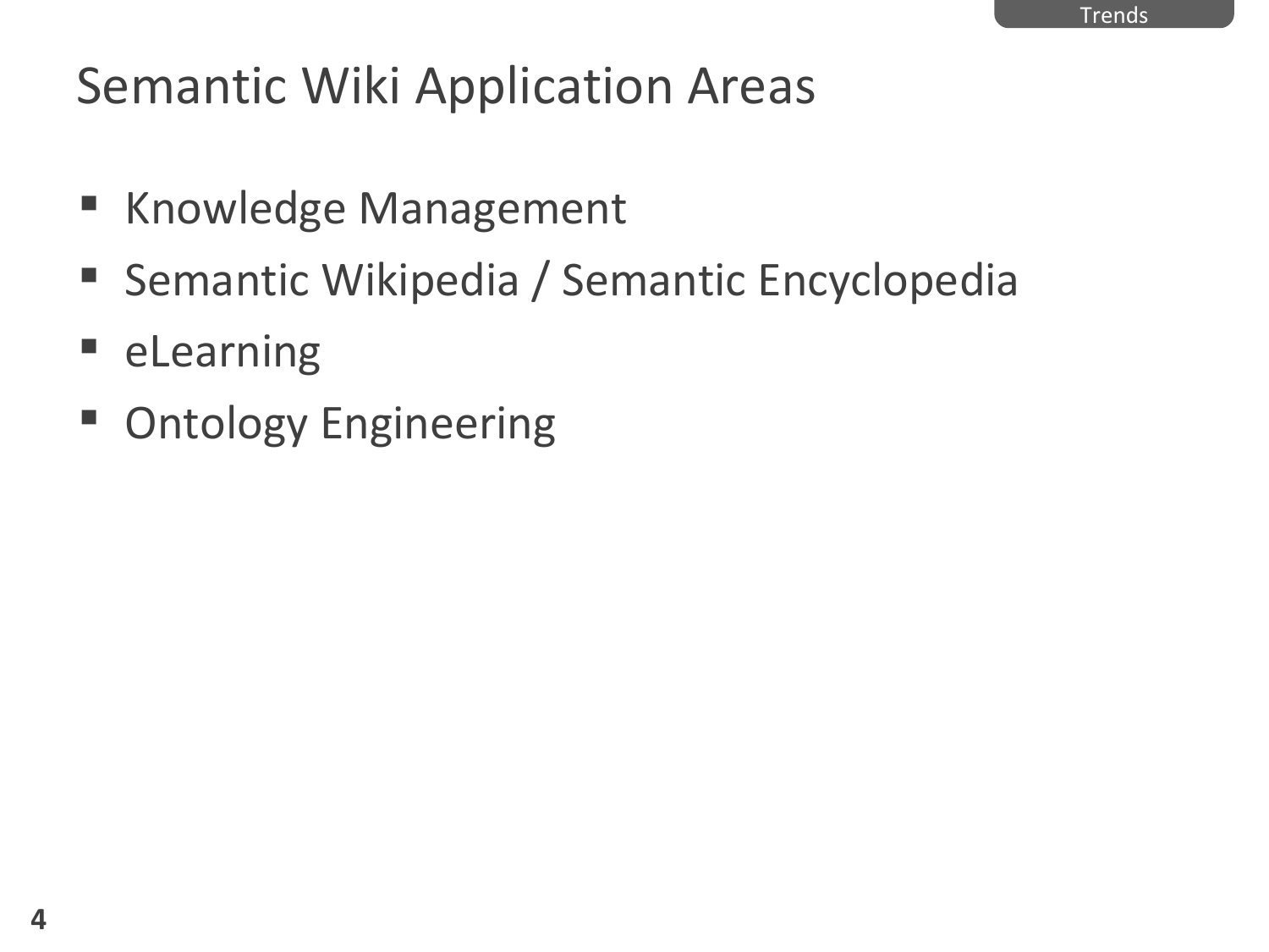# Semantic Wiki Application Areas

- Knowledge Management
- Semantic Wikipedia / Semantic Encyclopedia
- eLearning
- Ontology Engineering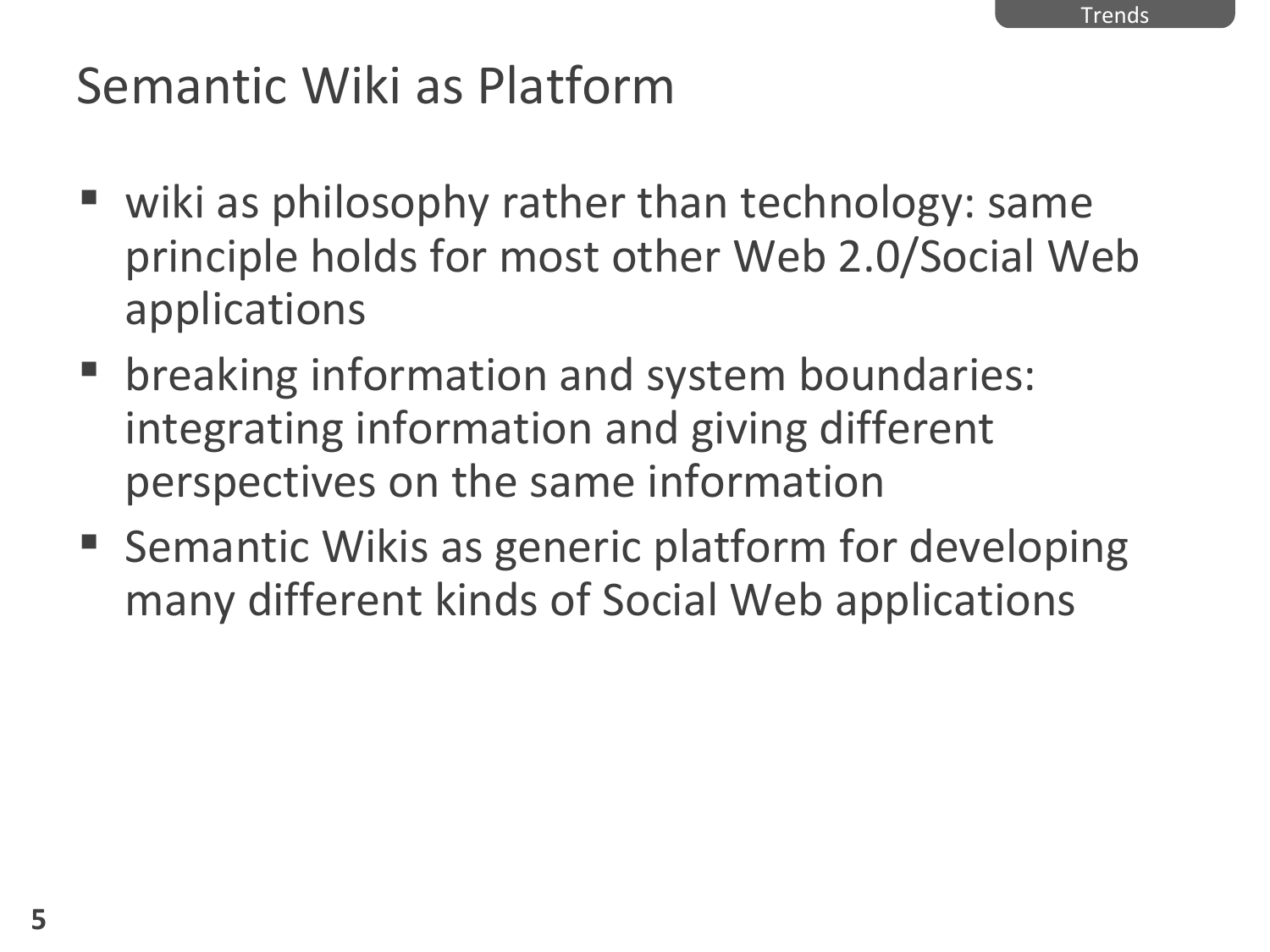# Semantic Wiki as Platform

- wiki as philosophy rather than technology: same principle holds for most other Web 2.0/Social Web applications
- breaking information and system boundaries: integrating information and giving different perspectives on the same information
- Semantic Wikis as generic platform for developing many different kinds of Social Web applications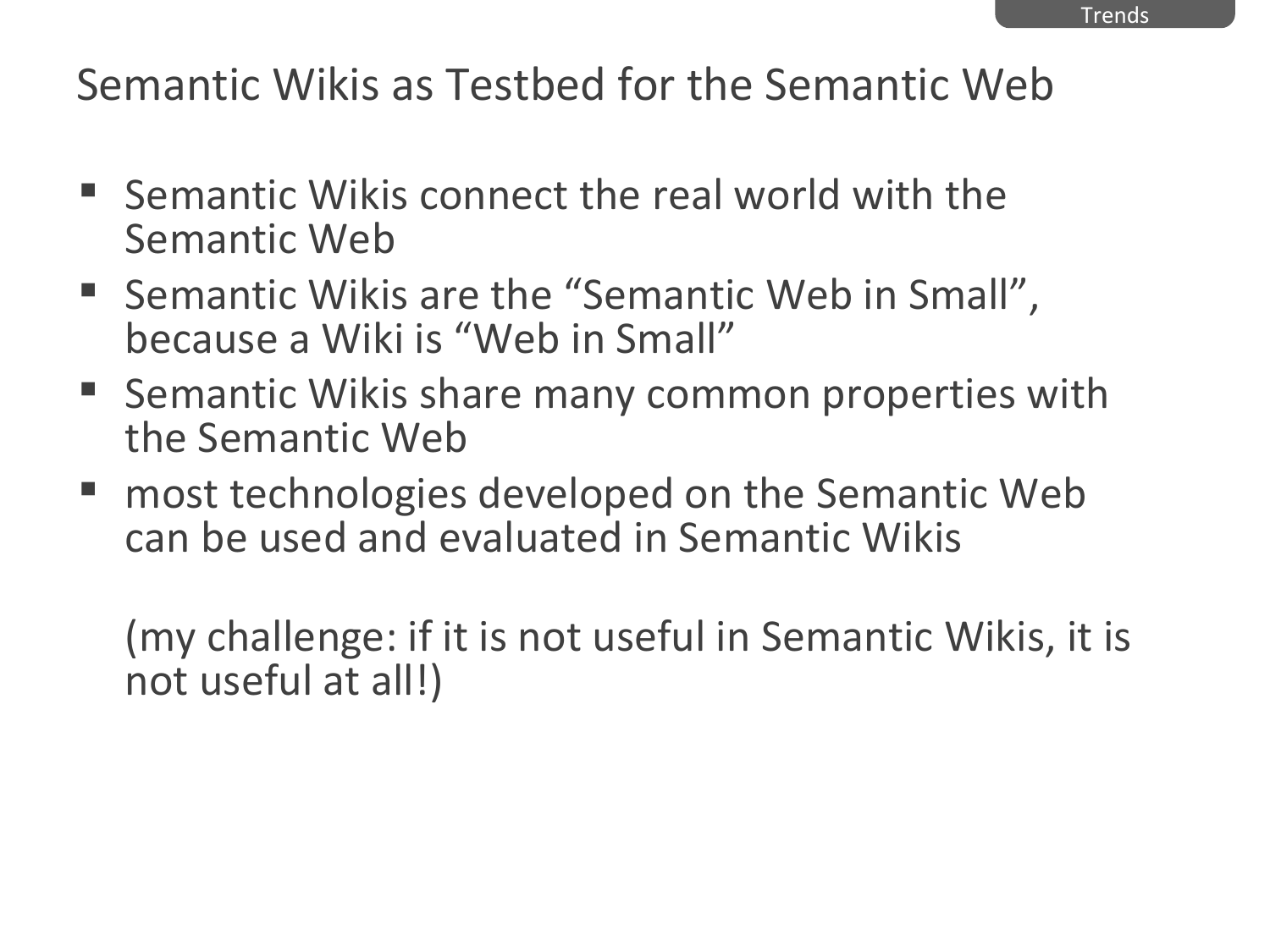# Semantic Wikis as Testbed for the Semantic Web

- Semantic Wikis connect the real world with the Semantic Web
- Semantic Wikis are the “Semantic Web in Small”, because a Wiki is “Web in Small”
- Semantic Wikis share many common properties with the Semantic Web
- most technologies developed on the Semantic Web can be used and evaluated in Semantic Wikis

  (my challenge: if it is not useful in Semantic Wikis, it is not useful at all!)